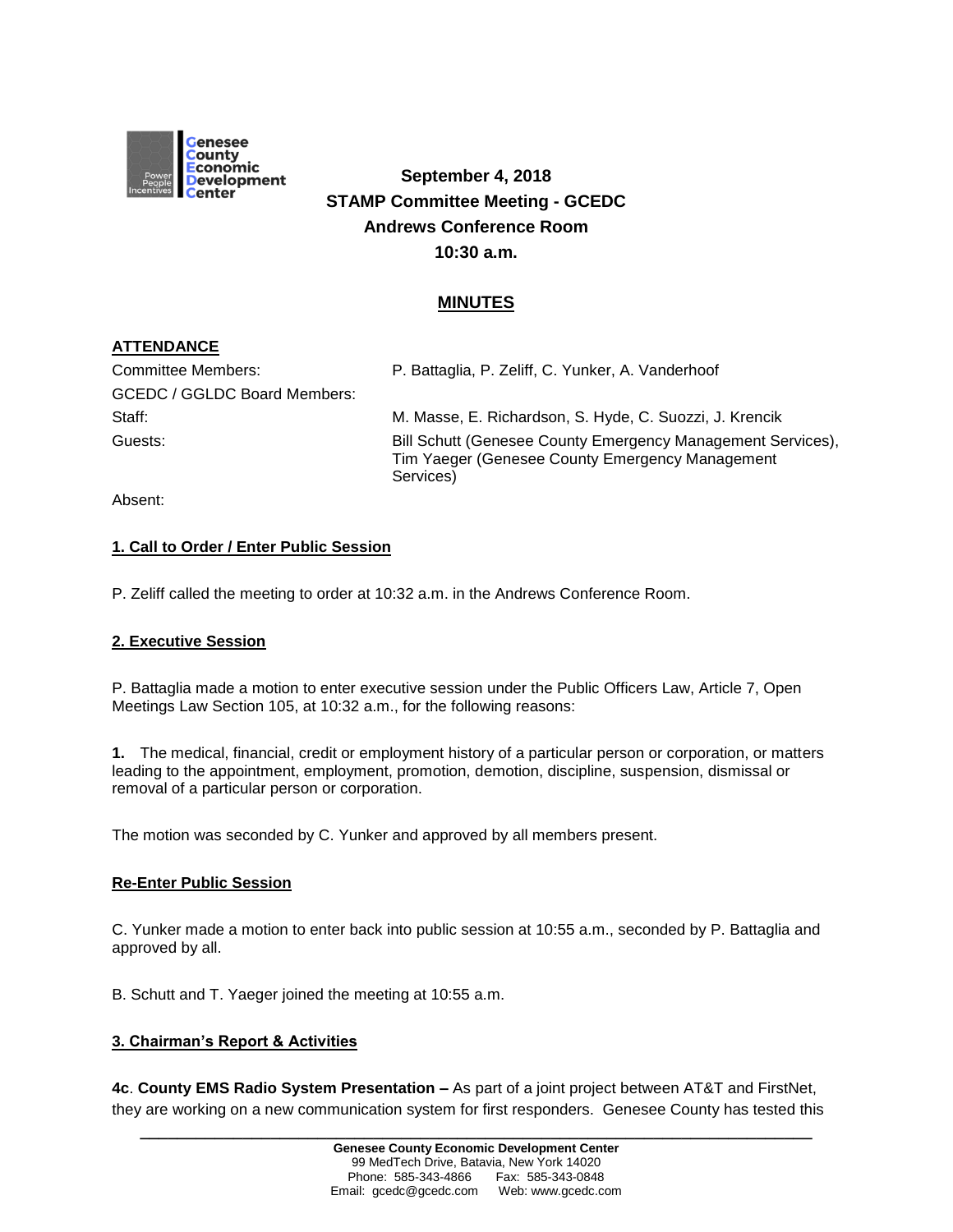**September 4, 2018**
**STAMP Committee Meeting - GCEDC**
**Andrews Conference Room**
**10:30 a.m.**

## MINUTES

**ATTENDANCE**

| | |
|---|---|
| Committee Members: | P. Battaglia, P. Zeliff, C. Yunker, A. Vanderhoof |
| GCEDC / GGLDC Board Members: | |
| Staff: | M. Masse, E. Richardson, S. Hyde, C. Suozzi, J. Krencik |
| Guests: | Bill Schutt (Genesee County Emergency Management Services), Tim Yaeger (Genesee County Emergency Management Services) |
| Absent: | |

**1. Call to Order / Enter Public Session**

P. Zeliff called the meeting to order at 10:32 a.m. in the Andrews Conference Room.

**2. Executive Session**

P. Battaglia made a motion to enter executive session under the Public Officers Law, Article 7, Open Meetings Law Section 105, at 10:32 a.m., for the following reasons:

**1.** The medical, financial, credit or employment history of a particular person or corporation, or matters leading to the appointment, employment, promotion, demotion, discipline, suspension, dismissal or removal of a particular person or corporation.

The motion was seconded by C. Yunker and approved by all members present.

**Re-Enter Public Session**

C. Yunker made a motion to enter back into public session at 10:55 a.m., seconded by P. Battaglia and approved by all.

B. Schutt and T. Yaeger joined the meeting at 10:55 a.m.

**3. Chairman's Report & Activities**

**4c**. **County EMS Radio System Presentation –** As part of a joint project between AT&T and FirstNet, they are working on a new communication system for first responders. Genesee County has tested this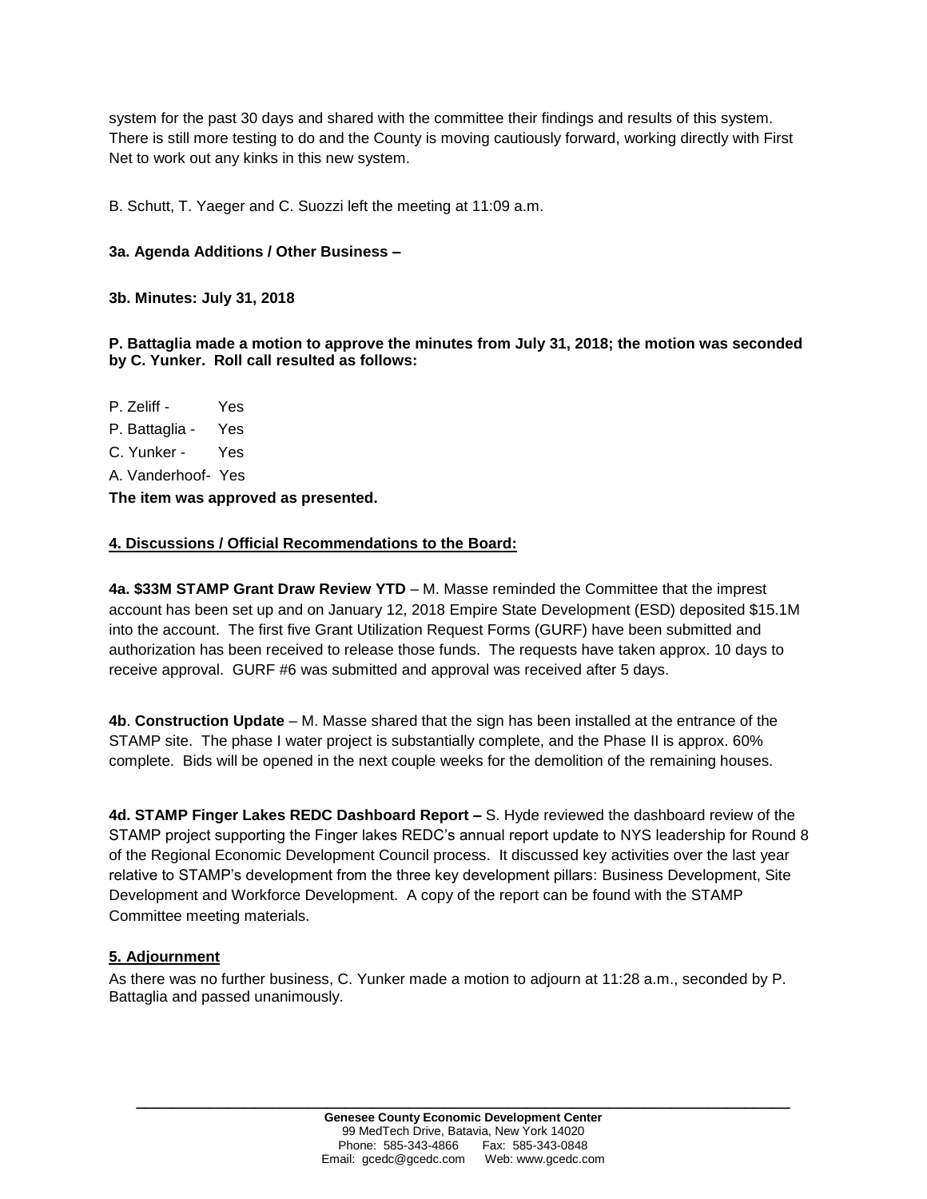system for the past 30 days and shared with the committee their findings and results of this system. There is still more testing to do and the County is moving cautiously forward, working directly with First Net to work out any kinks in this new system.

B. Schutt, T. Yaeger and C. Suozzi left the meeting at 11:09 a.m.

**3a. Agenda Additions / Other Business –**

**3b. Minutes: July 31, 2018**

**P. Battaglia made a motion to approve the minutes from July 31, 2018; the motion was seconded by C. Yunker. Roll call resulted as follows:**

P. Zeliff - Yes
P. Battaglia - Yes
C. Yunker - Yes
A. Vanderhoof- Yes

**The item was approved as presented.**

**4. Discussions / Official Recommendations to the Board:**

**4a. $33M STAMP Grant Draw Review YTD** – M. Masse reminded the Committee that the imprest account has been set up and on January 12, 2018 Empire State Development (ESD) deposited $15.1M into the account. The first five Grant Utilization Request Forms (GURF) have been submitted and authorization has been received to release those funds. The requests have taken approx. 10 days to receive approval. GURF #6 was submitted and approval was received after 5 days.

**4b**. **Construction Update** – M. Masse shared that the sign has been installed at the entrance of the STAMP site. The phase I water project is substantially complete, and the Phase II is approx. 60% complete. Bids will be opened in the next couple weeks for the demolition of the remaining houses.

**4d. STAMP Finger Lakes REDC Dashboard Report –** S. Hyde reviewed the dashboard review of the STAMP project supporting the Finger lakes REDC's annual report update to NYS leadership for Round 8 of the Regional Economic Development Council process. It discussed key activities over the last year relative to STAMP's development from the three key development pillars: Business Development, Site Development and Workforce Development. A copy of the report can be found with the STAMP Committee meeting materials.

**5. Adjournment**

As there was no further business, C. Yunker made a motion to adjourn at 11:28 a.m., seconded by P. Battaglia and passed unanimously.